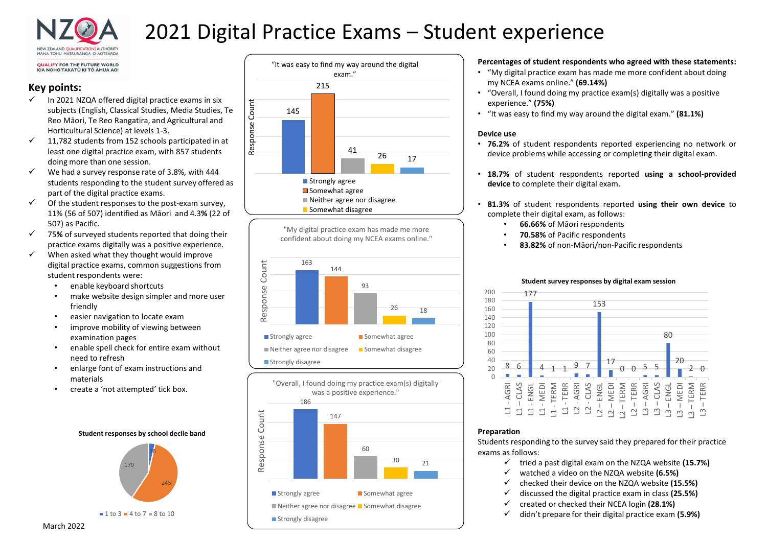# 2021 Digital Practice Exams – Student experience

## Key points:

- ✓ In 2021 NZQA offered digital practice exams in six subjects (English, Classical Studies, Media Studies, Te Reo Māori, Te Reo Rangatira, and Agricultural and Horticultural Science) at levels 1-3.
- ✓ 11,782 students from 152 schools participated in at least one digital practice exam, with 857 students doing more than one session.
- ✓ We had a survey response rate of 3.8%, with 444 students responding to the student survey offered as part of the digital practice exams.
- ✓ Of the student responses to the post-exam survey, 11% (56 of 507) identified as Māori and 4.3**%** (22 of 507) as Pacific.
- ✓ 75**%** of surveyed students reported that doing their practice exams digitally was a positive experience.
- ✓ When asked what they thought would improve digital practice exams, common suggestions from student respondents were:
  - enable keyboard shortcuts
  - make website design simpler and more user friendly
  - easier navigation to locate exam
  - improve mobility of viewing between examination pages
  - enable spell check for entire exam without need to refresh
  - enlarge font of exam instructions and materials
  - create a 'not attempted' tick box.

**Student responses by school decile band**

| Decile band | Responses |
| --- | --- |
| 1 to 3 | 16 |
| 4 to 7 | 245 |
| 8 to 10 | 179 |

March 2022

**"It was easy to find my way around the digital exam."**

| Response | Response Count |
| --- | --- |
| Strongly agree | 145 |
| Somewhat agree | 215 |
| Neither agree nor disagree | 41 |
| Somewhat disagree | 26 |
| Strongly disagree | 17 |

**"My digital practice exam has made me more confident about doing my NCEA exams online."**

| Response | Response Count |
| --- | --- |
| Strongly agree | 163 |
| Somewhat agree | 144 |
| Neither agree nor disagree | 93 |
| Somewhat disagree | 26 |
| Strongly disagree | 18 |

**"Overall, I found doing my practice exam(s) digitally was a positive experience."**

| Response | Response Count |
| --- | --- |
| Strongly agree | 186 |
| Somewhat agree | 147 |
| Neither agree nor disagree | 60 |
| Somewhat disagree | 30 |
| Strongly disagree | 21 |

**Percentages of student respondents who agreed with these statements:**

- "My digital practice exam has made me more confident about doing my NCEA exams online." **(69.14%)**
- "Overall, I found doing my practice exam(s) digitally was a positive experience." **(75%)**
- "It was easy to find my way around the digital exam." **(81.1%)**

**Device use**

- **76.2%** of student respondents reported experiencing no network or device problems while accessing or completing their digital exam.
- **18.7%** of student respondents reported **using a school-provided device** to complete their digital exam.
- **81.3%** of student respondents reported **using their own device** to complete their digital exam, as follows:
  - **66.66%** of Māori respondents
  - **70.58%** of Pacific respondents
  - **83.82%** of non-Māori/non-Pacific respondents

**Student survey responses by digital exam session**

| Session | Responses |
| --- | --- |
| L1 - AGRI | 8 |
| L1 – CLAS | 6 |
| L1 – ENGL | 177 |
| L1 - MEDI | 4 |
| L1 - TERM | 1 |
| L1 - TERR | 1 |
| L2 - AGRI | 9 |
| L2 - CLAS | 7 |
| L2 – ENGL | 153 |
| L2 – MEDI | 17 |
| L2 – TERM | 0 |
| L2 – TERR | 0 |
| L3 – AGRI | 5 |
| L3 – CLAS | 5 |
| L3 – ENGL | 80 |
| L3 – MEDI | 20 |
| L3 – TERM | 2 |
| L3 – TERR | 0 |

**Preparation**

Students responding to the survey said they prepared for their practice exams as follows:

- ✓ tried a past digital exam on the NZQA website **(15.7%)**
- ✓ watched a video on the NZQA website **(6.5%)**
- ✓ checked their device on the NZQA website **(15.5%)**
- ✓ discussed the digital practice exam in class **(25.5%)**
- ✓ created or checked their NCEA login **(28.1%)**
- ✓ didn't prepare for their digital practice exam **(5.9%)**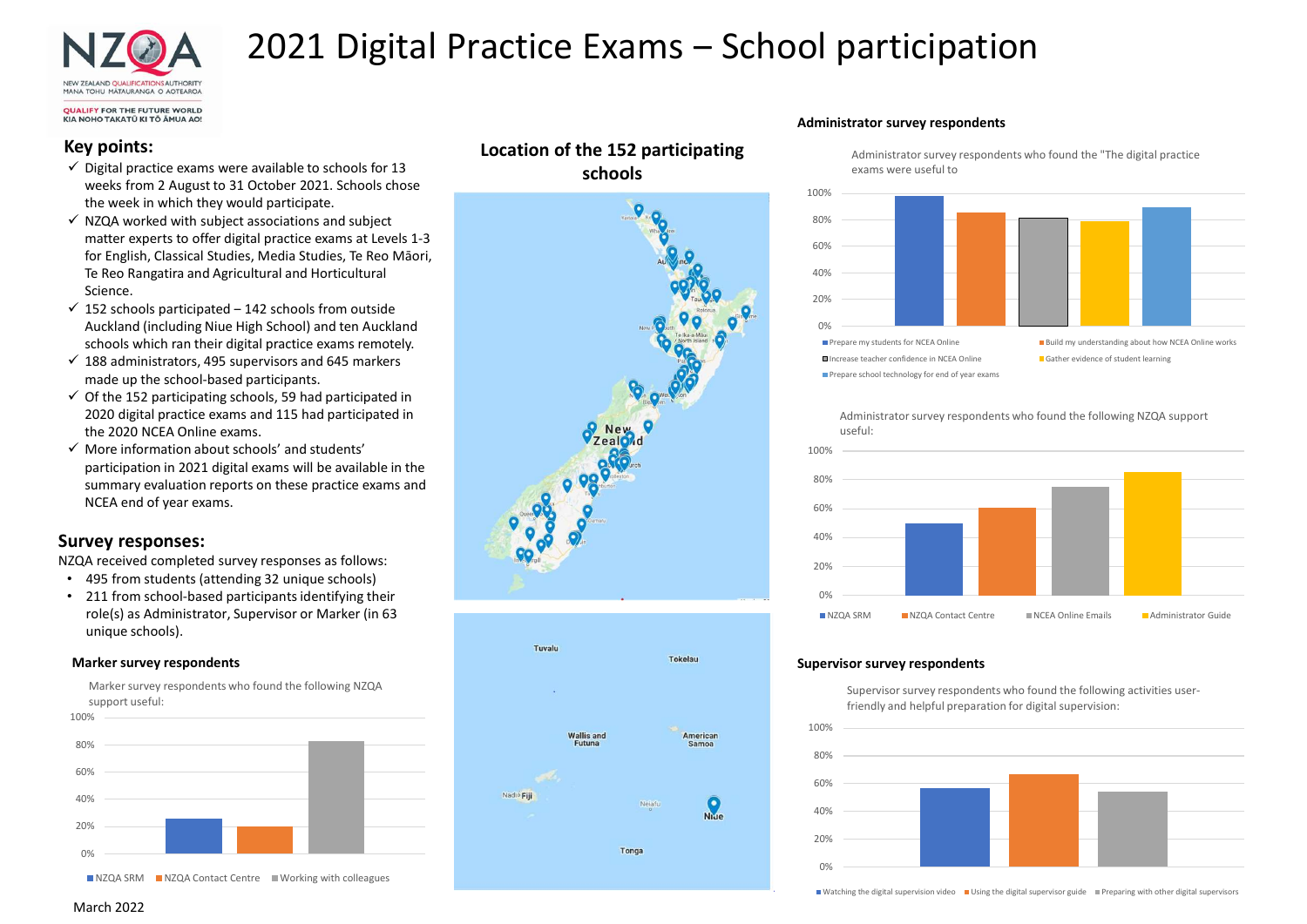# 2021 Digital Practice Exams – School participation

## Key points:

- ✓ Digital practice exams were available to schools for 13 weeks from 2 August to 31 October 2021. Schools chose the week in which they would participate.
- ✓ NZQA worked with subject associations and subject matter experts to offer digital practice exams at Levels 1-3 for English, Classical Studies, Media Studies, Te Reo Māori, Te Reo Rangatira and Agricultural and Horticultural Science.
- ✓ 152 schools participated – 142 schools from outside Auckland (including Niue High School) and ten Auckland schools which ran their digital practice exams remotely.
- ✓ 188 administrators, 495 supervisors and 645 markers made up the school-based participants.
- ✓ Of the 152 participating schools, 59 had participated in 2020 digital practice exams and 115 had participated in the 2020 NCEA Online exams.
- ✓ More information about schools' and students' participation in 2021 digital exams will be available in the summary evaluation reports on these practice exams and NCEA end of year exams.

## Survey responses:

NZQA received completed survey responses as follows:

- 495 from students (attending 32 unique schools)
- 211 from school-based participants identifying their role(s) as Administrator, Supervisor or Marker (in 63 unique schools).

### Marker survey respondents

Marker survey respondents who found the following NZQA support useful:

100%
80%
60%
40%
20%
0%

NZQA SRM
NZQA Contact Centre
Working with colleagues

## Location of the 152 participating schools

### Administrator survey respondents

Administrator survey respondents who found the "The digital practice exams were useful to

100%
80%
60%
40%
20%
0%

Prepare my students for NCEA Online
Build my understanding about how NCEA Online works
Increase teacher confidence in NCEA Online
Gather evidence of student learning
Prepare school technology for end of year exams

Administrator survey respondents who found the following NZQA support useful:

100%
80%
60%
40%
20%
0%

NZQA SRM
NZQA Contact Centre
NCEA Online Emails
Administrator Guide

### Supervisor survey respondents

Supervisor survey respondents who found the following activities user-friendly and helpful preparation for digital supervision:

100%
80%
60%
40%
20%
0%

Watching the digital supervision video
Using the digital supervisor guide
Preparing with other digital supervisors

March 2022